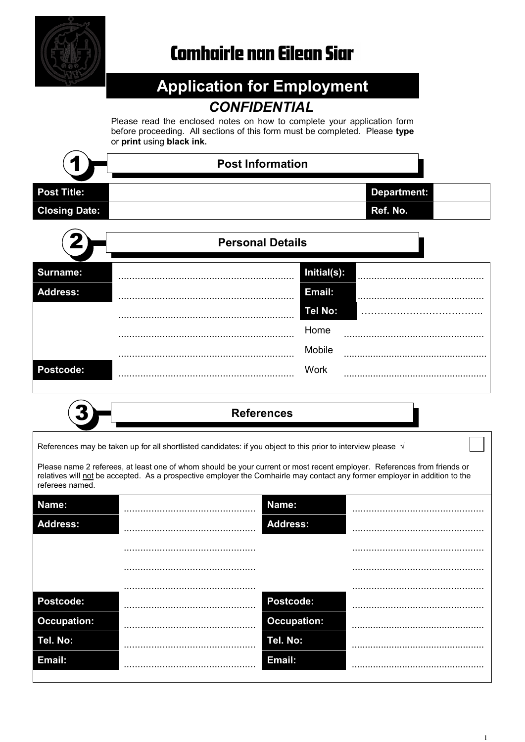# Comhairle nan Eilean Siar

## Application for Employment

### *CONFIDENTIAL*

Please read the enclosed notes on how to complete your application form before proceeding. All sections of this form must be completed. Please **type** or **print** using **black ink.**

## 1 Post Information

| **Post Title:** | | **Department:** | |
|---|---|---|---|
| **Closing Date:** | | **Ref. No.** | |

## 2 Personal Details

| **Surname:** | ................................................................ | **Initial(s):** | ............................................. |
|---|---|---|---|
| **Address:** | ................................................................ | **Email:** | ............................................. |
| | ................................................................ | **Tel No:** | ……………………………….. |
| | ................................................................ | Home | ................................................... |
| | ................................................................ | Mobile | ..................................................... |
| **Postcode:** | ................................................................ | Work | ..................................................... |

## 3 References

References may be taken up for all shortlisted candidates: if you object to this prior to interview please √ ☐

Please name 2 referees, at least one of whom should be your current or most recent employer. References from friends or relatives will not be accepted. As a prospective employer the Comhairle may contact any former employer in addition to the referees named.

| **Name:** | ................................................ | **Name:** | ................................................ |
|---|---|---|---|
| **Address:** | ................................................ | **Address:** | ................................................ |
| | ................................................ | | ................................................ |
| | ................................................ | | ................................................ |
| | ................................................ | | ................................................ |
| **Postcode:** | ................................................ | **Postcode:** | ................................................ |
| **Occupation:** | ................................................ | **Occupation:** | ................................................ |
| **Tel. No:** | ................................................ | **Tel. No:** | ................................................ |
| **Email:** | ................................................ | **Email:** | ................................................ |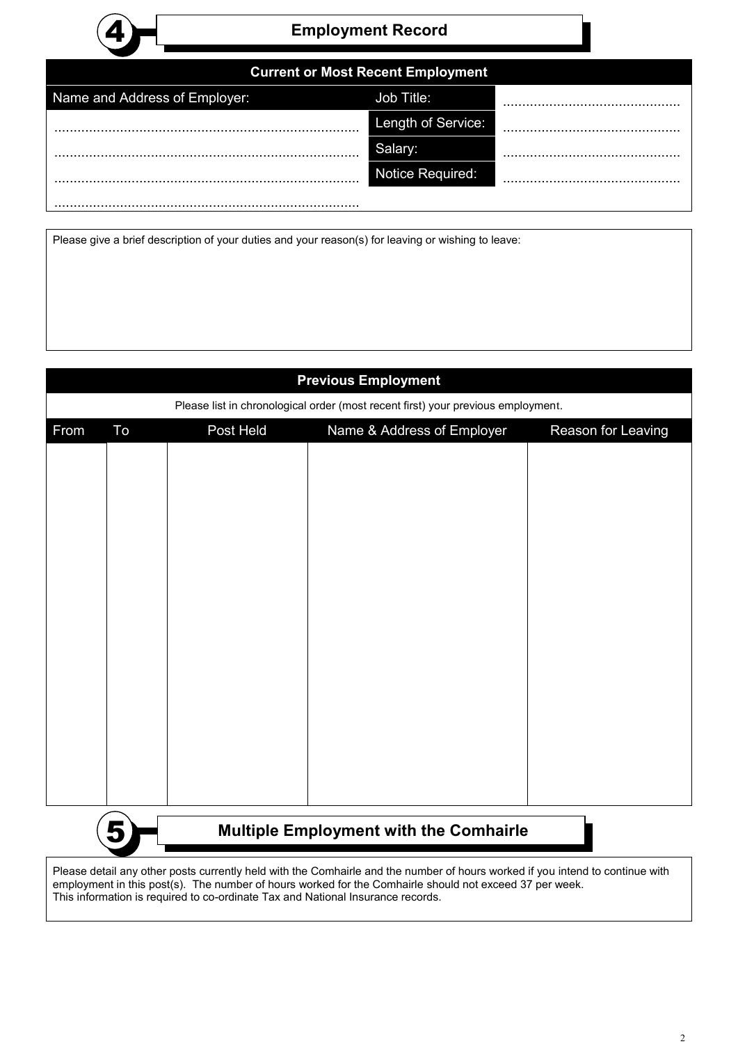## 4 Employment Record

### Current or Most Recent Employment

| Name and Address of Employer: | Job Title: | ............................................ |
|---|---|---|
| ............................................................................... | Length of Service: | ............................................ |
| ............................................................................... | Salary: | ............................................ |
| ............................................................................... | Notice Required: | ............................................ |
| ............................................................................... | | |

Please give a brief description of your duties and your reason(s) for leaving or wishing to leave:

### Previous Employment

Please list in chronological order (most recent first) your previous employment.

| From | To | Post Held | Name & Address of Employer | Reason for Leaving |
|---|---|---|---|---|
| | | | | |

## 5 Multiple Employment with the Comhairle

Please detail any other posts currently held with the Comhairle and the number of hours worked if you intend to continue with employment in this post(s). The number of hours worked for the Comhairle should not exceed 37 per week.
This information is required to co-ordinate Tax and National Insurance records.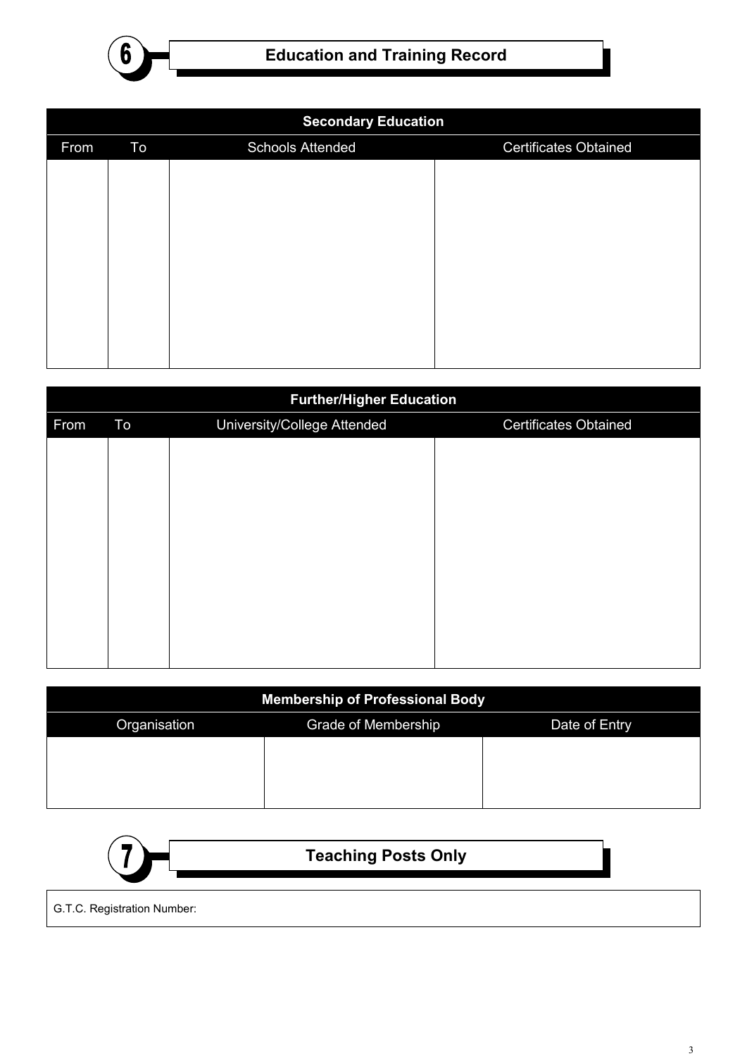## 6 Education and Training Record

| Secondary Education | | | |
|---|---|---|---|
| From | To | Schools Attended | Certificates Obtained |
| | | | |

| Further/Higher Education | | | |
|---|---|---|---|
| From | To | University/College Attended | Certificates Obtained |
| | | | |

| Membership of Professional Body | | |
|---|---|---|
| Organisation | Grade of Membership | Date of Entry |
| | | |

## 7 Teaching Posts Only

G.T.C. Registration Number: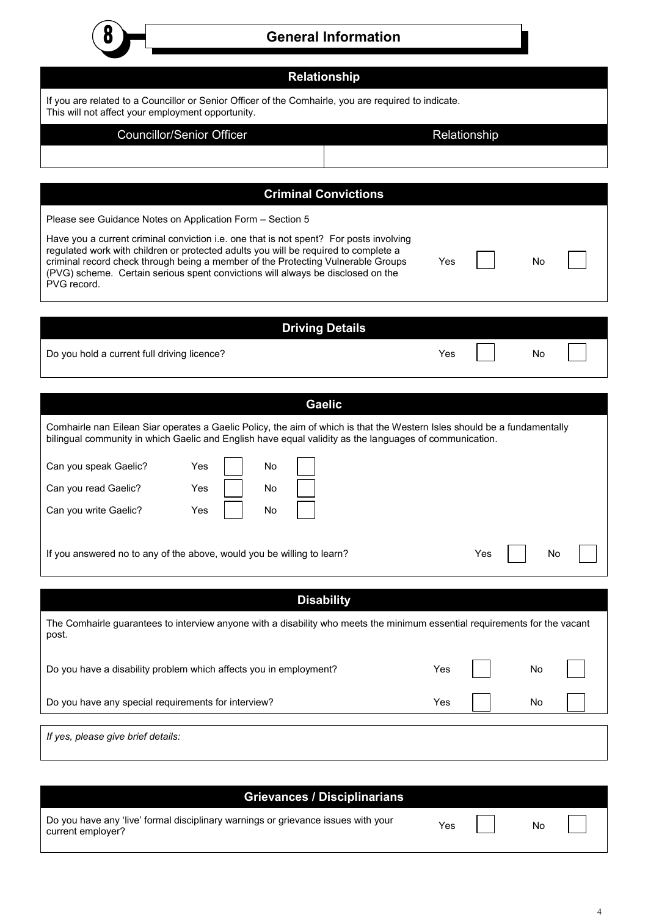## 8 General Information

### Relationship

If you are related to a Councillor or Senior Officer of the Comhairle, you are required to indicate.
This will not affect your employment opportunity.

| Councillor/Senior Officer | Relationship |
| --- | --- |
| | |

### Criminal Convictions

Please see Guidance Notes on Application Form – Section 5

Have you a current criminal conviction i.e. one that is not spent? For posts involving regulated work with children or protected adults you will be required to complete a criminal record check through being a member of the Protecting Vulnerable Groups (PVG) scheme. Certain serious spent convictions will always be disclosed on the PVG record. Yes ☐ No ☐

### Driving Details

Do you hold a current full driving licence? Yes ☐ No ☐

### Gaelic

Comhairle nan Eilean Siar operates a Gaelic Policy, the aim of which is that the Western Isles should be a fundamentally bilingual community in which Gaelic and English have equal validity as the languages of communication.

Can you speak Gaelic? Yes ☐ No ☐

Can you read Gaelic? Yes ☐ No ☐

Can you write Gaelic? Yes ☐ No ☐

If you answered no to any of the above, would you be willing to learn? Yes ☐ No ☐

### Disability

The Comhairle guarantees to interview anyone with a disability who meets the minimum essential requirements for the vacant post.

Do you have a disability problem which affects you in employment? Yes ☐ No ☐

Do you have any special requirements for interview? Yes ☐ No ☐

*If yes, please give brief details:*

### Grievances / Disciplinarians

Do you have any ‘live’ formal disciplinary warnings or grievance issues with your current employer? Yes ☐ No ☐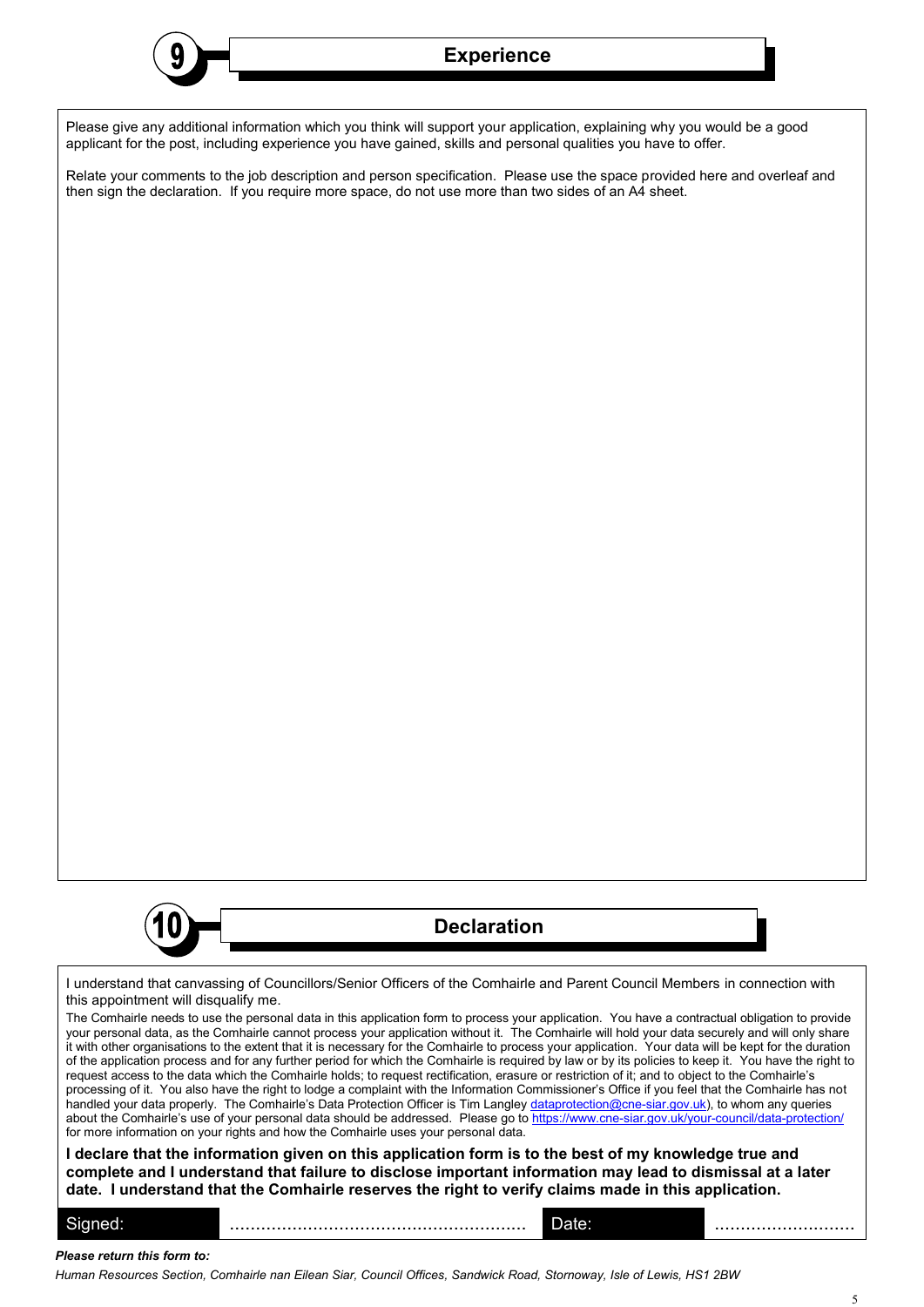## 9 Experience

Please give any additional information which you think will support your application, explaining why you would be a good applicant for the post, including experience you have gained, skills and personal qualities you have to offer.

Relate your comments to the job description and person specification. Please use the space provided here and overleaf and then sign the declaration. If you require more space, do not use more than two sides of an A4 sheet.

## 10 Declaration

I understand that canvassing of Councillors/Senior Officers of the Comhairle and Parent Council Members in connection with this appointment will disqualify me.

The Comhairle needs to use the personal data in this application form to process your application. You have a contractual obligation to provide your personal data, as the Comhairle cannot process your application without it. The Comhairle will hold your data securely and will only share it with other organisations to the extent that it is necessary for the Comhairle to process your application. Your data will be kept for the duration of the application process and for any further period for which the Comhairle is required by law or by its policies to keep it. You have the right to request access to the data which the Comhairle holds; to request rectification, erasure or restriction of it; and to object to the Comhairle's processing of it. You also have the right to lodge a complaint with the Information Commissioner's Office if you feel that the Comhairle has not handled your data properly. The Comhairle's Data Protection Officer is Tim Langley dataprotection@cne-siar.gov.uk), to whom any queries about the Comhairle's use of your personal data should be addressed. Please go to https://www.cne-siar.gov.uk/your-council/data-protection/ for more information on your rights and how the Comhairle uses your personal data.

**I declare that the information given on this application form is to the best of my knowledge true and complete and I understand that failure to disclose important information may lead to dismissal at a later date. I understand that the Comhairle reserves the right to verify claims made in this application.**

| | | | |
|---|---|---|---|
| Signed: | ........................................................ | Date: | ........................... |

***Please return this form to:***

*Human Resources Section, Comhairle nan Eilean Siar, Council Offices, Sandwick Road, Stornoway, Isle of Lewis, HS1 2BW*